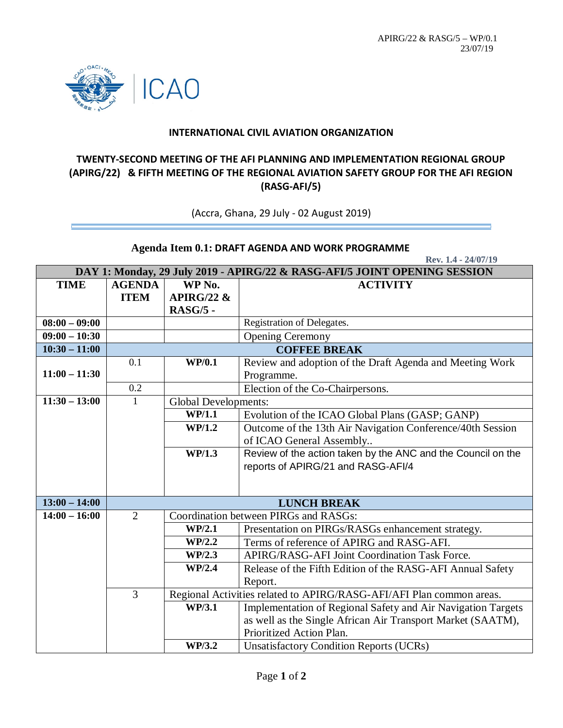APIRG/22 & RASG/5 – WP/0.1
23/07/19

**INTERNATIONAL CIVIL AVIATION ORGANIZATION**

# TWENTY-SECOND MEETING OF THE AFI PLANNING AND IMPLEMENTATION REGIONAL GROUP (APIRG/22) & FIFTH MEETING OF THE REGIONAL AVIATION SAFETY GROUP FOR THE AFI REGION (RASG-AFI/5)

(Accra, Ghana, 29 July - 02 August 2019)

## Agenda Item 0.1: DRAFT AGENDA AND WORK PROGRAMME

**Rev. 1.4 - 24/07/19**

| DAY 1: Monday, 29 July 2019 - APIRG/22 & RASG-AFI/5 JOINT OPENING SESSION | | | |
|---|---|---|---|
| **TIME** | **AGENDA ITEM** | **WP No. APIRG/22 & RASG/5 -** | **ACTIVITY** |
| **08:00 – 09:00** | | | Registration of Delegates. |
| **09:00 – 10:30** | | | Opening Ceremony |
| **10:30 – 11:00** | **COFFEE BREAK** | | |
| **11:00 – 11:30** | 0.1 | **WP/0.1** | Review and adoption of the Draft Agenda and Meeting Work Programme. |
| | 0.2 | | Election of the Co-Chairpersons. |
| **11:30 – 13:00** | 1 | Global Developments: | |
| | | **WP/1.1** | Evolution of the ICAO Global Plans (GASP; GANP) |
| | | **WP/1.2** | Outcome of the 13th Air Navigation Conference/40th Session of ICAO General Assembly.. |
| | | **WP/1.3** | Review of the action taken by the ANC and the Council on the reports of APIRG/21 and RASG-AFI/4 |
| **13:00 – 14:00** | **LUNCH BREAK** | | |
| **14:00 – 16:00** | 2 | Coordination between PIRGs and RASGs: | |
| | | **WP/2.1** | Presentation on PIRGs/RASGs enhancement strategy. |
| | | **WP/2.2** | Terms of reference of APIRG and RASG-AFI. |
| | | **WP/2.3** | APIRG/RASG-AFI Joint Coordination Task Force. |
| | | **WP/2.4** | Release of the Fifth Edition of the RASG-AFI Annual Safety Report. |
| | 3 | Regional Activities related to APIRG/RASG-AFI/AFI Plan common areas. | |
| | | **WP/3.1** | Implementation of Regional Safety and Air Navigation Targets as well as the Single African Air Transport Market (SAATM), Prioritized Action Plan. |
| | | **WP/3.2** | Unsatisfactory Condition Reports (UCRs) |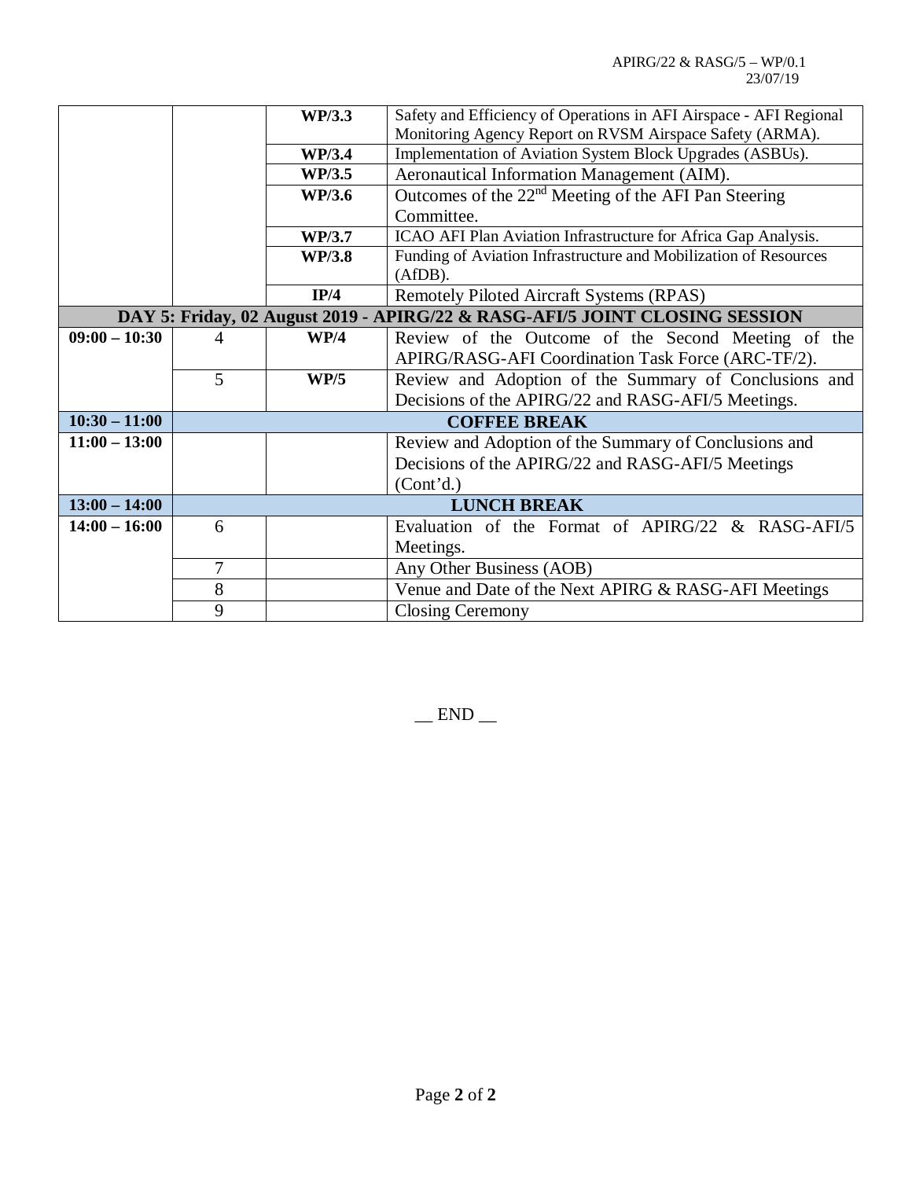| | | | |
|---|---|---|---|
| | | **WP/3.3** | Safety and Efficiency of Operations in AFI Airspace - AFI Regional Monitoring Agency Report on RVSM Airspace Safety (ARMA). |
| | | **WP/3.4** | Implementation of Aviation System Block Upgrades (ASBUs). |
| | | **WP/3.5** | Aeronautical Information Management (AIM). |
| | | **WP/3.6** | Outcomes of the 22nd Meeting of the AFI Pan Steering Committee. |
| | | **WP/3.7** | ICAO AFI Plan Aviation Infrastructure for Africa Gap Analysis. |
| | | **WP/3.8** | Funding of Aviation Infrastructure and Mobilization of Resources (AfDB). |
| | | **IP/4** | Remotely Piloted Aircraft Systems (RPAS) |
| **DAY 5: Friday, 02 August 2019 - APIRG/22 & RASG-AFI/5 JOINT CLOSING SESSION** | | | |
| **09:00 – 10:30** | 4 | **WP/4** | Review of the Outcome of the Second Meeting of the APIRG/RASG-AFI Coordination Task Force (ARC-TF/2). |
| | 5 | **WP/5** | Review and Adoption of the Summary of Conclusions and Decisions of the APIRG/22 and RASG-AFI/5 Meetings. |
| **10:30 – 11:00** | **COFFEE BREAK** | | |
| **11:00 – 13:00** | | | Review and Adoption of the Summary of Conclusions and Decisions of the APIRG/22 and RASG-AFI/5 Meetings (Cont'd.) |
| **13:00 – 14:00** | **LUNCH BREAK** | | |
| **14:00 – 16:00** | 6 | | Evaluation of the Format of APIRG/22 & RASG-AFI/5 Meetings. |
| | 7 | | Any Other Business (AOB) |
| | 8 | | Venue and Date of the Next APIRG & RASG-AFI Meetings |
| | 9 | | Closing Ceremony |

__ END __